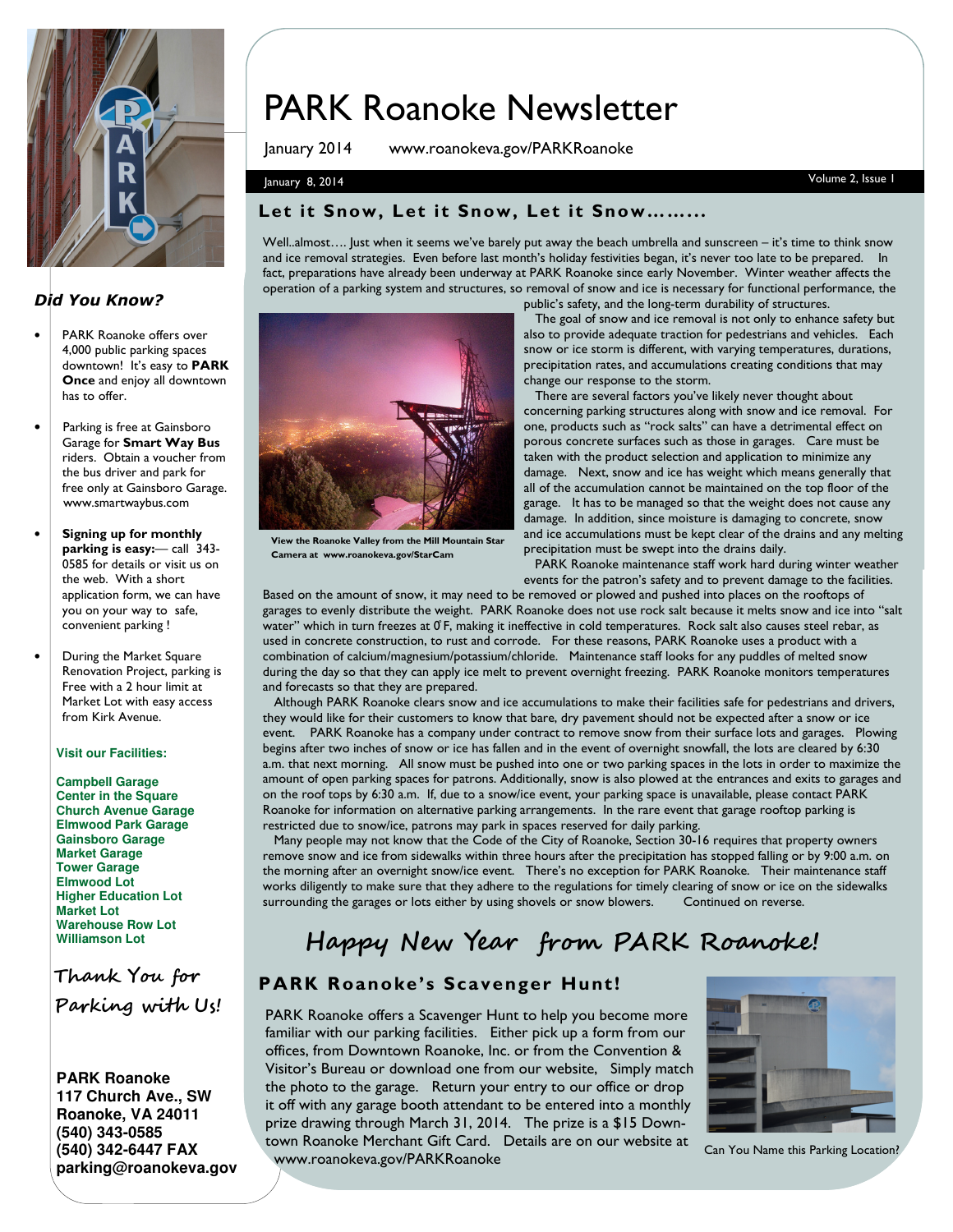# PARK Roanoke Newsletter

January 2014 www.roanokeva.gov/PARKRoanoke

January 8, 2014 — Volume 2, Issue 1

## Let it Snow, Let it Snow, Let it Snow………

Well..almost…. Just when it seems we've barely put away the beach umbrella and sunscreen – it's time to think snow and ice removal strategies. Even before last month's holiday festivities began, it's never too late to be prepared. In fact, preparations have already been underway at PARK Roanoke since early November. Winter weather affects the operation of a parking system and structures, so removal of snow and ice is necessary for functional performance, the public's safety, and the long-term durability of structures.

**View the Roanoke Valley from the Mill Mountain Star Camera at www.roanokeva.gov/StarCam**

The goal of snow and ice removal is not only to enhance safety but also to provide adequate traction for pedestrians and vehicles. Each snow or ice storm is different, with varying temperatures, durations, precipitation rates, and accumulations creating conditions that may change our response to the storm.

There are several factors you've likely never thought about concerning parking structures along with snow and ice removal. For one, products such as "rock salts" can have a detrimental effect on porous concrete surfaces such as those in garages. Care must be taken with the product selection and application to minimize any damage. Next, snow and ice has weight which means generally that all of the accumulation cannot be maintained on the top floor of the garage. It has to be managed so that the weight does not cause any damage. In addition, since moisture is damaging to concrete, snow and ice accumulations must be kept clear of the drains and any melting precipitation must be swept into the drains daily.

PARK Roanoke maintenance staff work hard during winter weather events for the patron's safety and to prevent damage to the facilities. Based on the amount of snow, it may need to be removed or plowed and pushed into places on the rooftops of garages to evenly distribute the weight. PARK Roanoke does not use rock salt because it melts snow and ice into "salt water" which in turn freezes at 0°F, making it ineffective in cold temperatures. Rock salt also causes steel rebar, as used in concrete construction, to rust and corrode. For these reasons, PARK Roanoke uses a product with a combination of calcium/magnesium/potassium/chloride. Maintenance staff looks for any puddles of melted snow during the day so that they can apply ice melt to prevent overnight freezing. PARK Roanoke monitors temperatures and forecasts so that they are prepared.

Although PARK Roanoke clears snow and ice accumulations to make their facilities safe for pedestrians and drivers, they would like for their customers to know that bare, dry pavement should not be expected after a snow or ice event. PARK Roanoke has a company under contract to remove snow from their surface lots and garages. Plowing begins after two inches of snow or ice has fallen and in the event of overnight snowfall, the lots are cleared by 6:30 a.m. that next morning. All snow must be pushed into one or two parking spaces in the lots in order to maximize the amount of open parking spaces for patrons. Additionally, snow is also plowed at the entrances and exits to garages and on the roof tops by 6:30 a.m. If, due to a snow/ice event, your parking space is unavailable, please contact PARK Roanoke for information on alternative parking arrangements. In the rare event that garage rooftop parking is restricted due to snow/ice, patrons may park in spaces reserved for daily parking.

Many people may not know that the Code of the City of Roanoke, Section 30-16 requires that property owners remove snow and ice from sidewalks within three hours after the precipitation has stopped falling or by 9:00 a.m. on the morning after an overnight snow/ice event. There's no exception for PARK Roanoke. Their maintenance staff works diligently to make sure that they adhere to the regulations for timely clearing of snow or ice on the sidewalks surrounding the garages or lots either by using shovels or snow blowers. Continued on reverse.

## Happy New Year from PARK Roanoke!

## PARK Roanoke's Scavenger Hunt!

PARK Roanoke offers a Scavenger Hunt to help you become more familiar with our parking facilities. Either pick up a form from our offices, from Downtown Roanoke, Inc. or from the Convention & Visitor's Bureau or download one from our website, Simply match the photo to the garage. Return your entry to our office or drop it off with any garage booth attendant to be entered into a monthly prize drawing through March 31, 2014. The prize is a $15 Downtown Roanoke Merchant Gift Card. Details are on our website at www.roanokeva.gov/PARKRoanoke

Can You Name this Parking Location?

### *Did You Know?*

- PARK Roanoke offers over 4,000 public parking spaces downtown! It's easy to **PARK Once** and enjoy all downtown has to offer.
- Parking is free at Gainsboro Garage for **Smart Way Bus** riders. Obtain a voucher from the bus driver and park for free only at Gainsboro Garage. www.smartwaybus.com
- **Signing up for monthly parking is easy:**— call 343-0585 for details or visit us on the web. With a short application form, we can have you on your way to safe, convenient parking !
- During the Market Square Renovation Project, parking is Free with a 2 hour limit at Market Lot with easy access from Kirk Avenue.

**Visit our Facilities:**

**Campbell Garage**
**Center in the Square**
**Church Avenue Garage**
**Elmwood Park Garage**
**Gainsboro Garage**
**Market Garage**
**Tower Garage**
**Elmwood Lot**
**Higher Education Lot**
**Market Lot**
**Warehouse Row Lot**
**Williamson Lot**

*Thank You for Parking with Us!*

**PARK Roanoke**
**117 Church Ave., SW**
**Roanoke, VA 24011**
**(540) 343-0585**
**(540) 342-6447 FAX**
**parking@roanokeva.gov**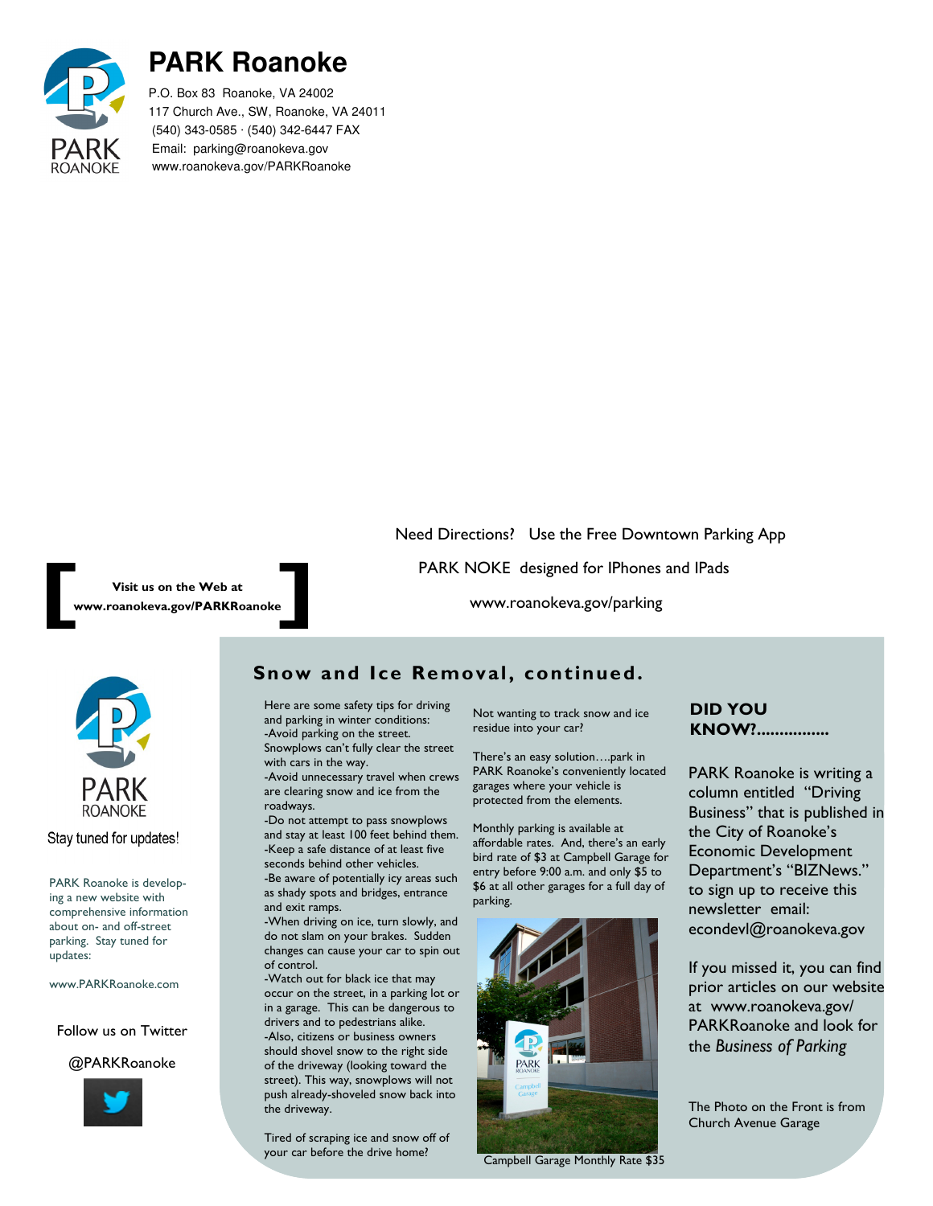# PARK Roanoke

P.O. Box 83 Roanoke, VA 24002
117 Church Ave., SW, Roanoke, VA 24011
(540) 343-0585 · (540) 342-6447 FAX
Email: parking@roanokeva.gov
www.roanokeva.gov/PARKRoanoke

Need Directions? Use the Free Downtown Parking App

PARK NOKE designed for IPhones and IPads

www.roanokeva.gov/parking

**Visit us on the Web at www.roanokeva.gov/PARKRoanoke**

Stay tuned for updates!

PARK Roanoke is developing a new website with comprehensive information about on- and off-street parking. Stay tuned for updates:

www.PARKRoanoke.com

Follow us on Twitter

@PARKRoanoke

## Snow and Ice Removal, continued.

Here are some safety tips for driving and parking in winter conditions:

- Avoid parking on the street. Snowplows can't fully clear the street with cars in the way.
- Avoid unnecessary travel when crews are clearing snow and ice from the roadways.
- Do not attempt to pass snowplows and stay at least 100 feet behind them.
- Keep a safe distance of at least five seconds behind other vehicles.
- Be aware of potentially icy areas such as shady spots and bridges, entrance and exit ramps.
- When driving on ice, turn slowly, and do not slam on your brakes. Sudden changes can cause your car to spin out of control.
- Watch out for black ice that may occur on the street, in a parking lot or in a garage. This can be dangerous to drivers and to pedestrians alike.
- Also, citizens or business owners should shovel snow to the right side of the driveway (looking toward the street). This way, snowplows will not push already-shoveled snow back into the driveway.

Tired of scraping ice and snow off of your car before the drive home?

Not wanting to track snow and ice residue into your car?

There's an easy solution….park in PARK Roanoke's conveniently located garages where your vehicle is protected from the elements.

Monthly parking is available at affordable rates. And, there's an early bird rate of $3 at Campbell Garage for entry before 9:00 a.m. and only $5 to $6 at all other garages for a full day of parking.

Campbell Garage Monthly Rate $35

### DID YOU KNOW?................

PARK Roanoke is writing a column entitled "Driving Business" that is published in the City of Roanoke's Economic Development Department's "BIZNews." to sign up to receive this newsletter email: econdevl@roanokeva.gov

If you missed it, you can find prior articles on our website at www.roanokeva.gov/PARKRoanoke and look for the *Business of Parking*

The Photo on the Front is from Church Avenue Garage